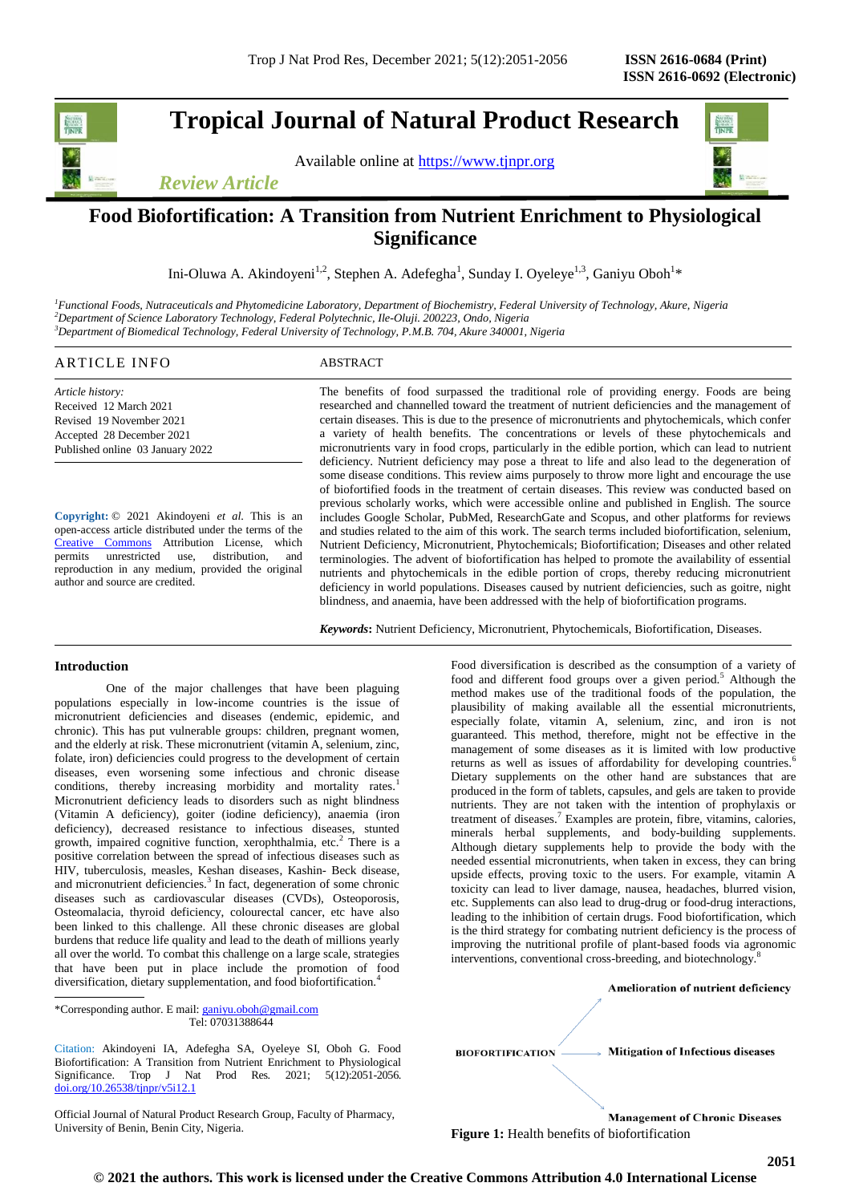# Tropical Journal of Natural Product Research

Available online at https://www.tjnpr.org

*Review Article*

## Food Biofortification: A Transition from Nutrient Enrichment to Physiological Significance

Ini-Oluwa A. Akindoyeni[1,2], Stephen A. Adefegha[1], Sunday I. Oyeleye[1,3], Ganiyu Oboh[1]*

[1]*Functional Foods, Nutraceuticals and Phytomedicine Laboratory, Department of Biochemistry, Federal University of Technology, Akure, Nigeria*
[2]*Department of Science Laboratory Technology, Federal Polytechnic, Ile-Oluji. 200223, Ondo, Nigeria*
[3]*Department of Biomedical Technology, Federal University of Technology, P.M.B. 704, Akure 340001, Nigeria*

### ARTICLE INFO

*Article history:*
Received 12 March 2021
Revised 19 November 2021
Accepted 28 December 2021
Published online 03 January 2022

**Copyright:** © 2021 Akindoyeni *et al*. This is an open-access article distributed under the terms of the Creative Commons Attribution License, which permits unrestricted use, distribution, and reproduction in any medium, provided the original author and source are credited.

### ABSTRACT

The benefits of food surpassed the traditional role of providing energy. Foods are being researched and channelled toward the treatment of nutrient deficiencies and the management of certain diseases. This is due to the presence of micronutrients and phytochemicals, which confer a variety of health benefits. The concentrations or levels of these phytochemicals and micronutrients vary in food crops, particularly in the edible portion, which can lead to nutrient deficiency. Nutrient deficiency may pose a threat to life and also lead to the degeneration of some disease conditions. This review aims purposely to throw more light and encourage the use of biofortified foods in the treatment of certain diseases. This review was conducted based on previous scholarly works, which were accessible online and published in English. The source includes Google Scholar, PubMed, ResearchGate and Scopus, and other platforms for reviews and studies related to the aim of this work. The search terms included biofortification, selenium, Nutrient Deficiency, Micronutrient, Phytochemicals; Biofortification; Diseases and other related terminologies. The advent of biofortification has helped to promote the availability of essential nutrients and phytochemicals in the edible portion of crops, thereby reducing micronutrient deficiency in world populations. Diseases caused by nutrient deficiencies, such as goitre, night blindness, and anaemia, have been addressed with the help of biofortification programs.

***Keywords*:** Nutrient Deficiency, Micronutrient, Phytochemicals, Biofortification, Diseases.

### Introduction

One of the major challenges that have been plaguing populations especially in low-income countries is the issue of micronutrient deficiencies and diseases (endemic, epidemic, and chronic). This has put vulnerable groups: children, pregnant women, and the elderly at risk. These micronutrient (vitamin A, selenium, zinc, folate, iron) deficiencies could progress to the development of certain diseases, even worsening some infectious and chronic disease conditions, thereby increasing morbidity and mortality rates.[1] Micronutrient deficiency leads to disorders such as night blindness (Vitamin A deficiency), goiter (iodine deficiency), anaemia (iron deficiency), decreased resistance to infectious diseases, stunted growth, impaired cognitive function, xerophthalmia, etc.[2] There is a positive correlation between the spread of infectious diseases such as HIV, tuberculosis, measles, Keshan diseases, Kashin- Beck disease, and micronutrient deficiencies.[3] In fact, degeneration of some chronic diseases such as cardiovascular diseases (CVDs), Osteoporosis, Osteomalacia, thyroid deficiency, colourectal cancer, etc have also been linked to this challenge. All these chronic diseases are global burdens that reduce life quality and lead to the death of millions yearly all over the world. To combat this challenge on a large scale, strategies that have been put in place include the promotion of food diversification, dietary supplementation, and food biofortification.[4]

Food diversification is described as the consumption of a variety of food and different food groups over a given period.[5] Although the method makes use of the traditional foods of the population, the plausibility of making available all the essential micronutrients, especially folate, vitamin A, selenium, zinc, and iron is not guaranteed. This method, therefore, might not be effective in the management of some diseases as it is limited with low productive returns as well as issues of affordability for developing countries.[6] Dietary supplements on the other hand are substances that are produced in the form of tablets, capsules, and gels are taken to provide nutrients. They are not taken with the intention of prophylaxis or treatment of diseases.[7] Examples are protein, fibre, vitamins, calories, minerals herbal supplements, and body-building supplements. Although dietary supplements help to provide the body with the needed essential micronutrients, when taken in excess, they can bring upside effects, proving toxic to the users. For example, vitamin A toxicity can lead to liver damage, nausea, headaches, blurred vision, etc. Supplements can also lead to drug-drug or food-drug interactions, leading to the inhibition of certain drugs. Food biofortification, which is the third strategy for combating nutrient deficiency is the process of improving the nutritional profile of plant-based foods via agronomic interventions, conventional cross-breeding, and biotechnology.[8]

BIOFORTIFICATION → Amelioration of nutrient deficiency; Mitigation of Infectious diseases; Management of Chronic Diseases

**Figure 1:** Health benefits of biofortification

*Corresponding author. E mail: ganiyu.oboh@gmail.com
Tel: 07031388644

Citation: Akindoyeni IA, Adefegha SA, Oyeleye SI, Oboh G. Food Biofortification: A Transition from Nutrient Enrichment to Physiological Significance. Trop J Nat Prod Res. 2021; 5(12):2051-2056. doi.org/10.26538/tjnpr/v5i12.1

Official Journal of Natural Product Research Group, Faculty of Pharmacy, University of Benin, Benin City, Nigeria.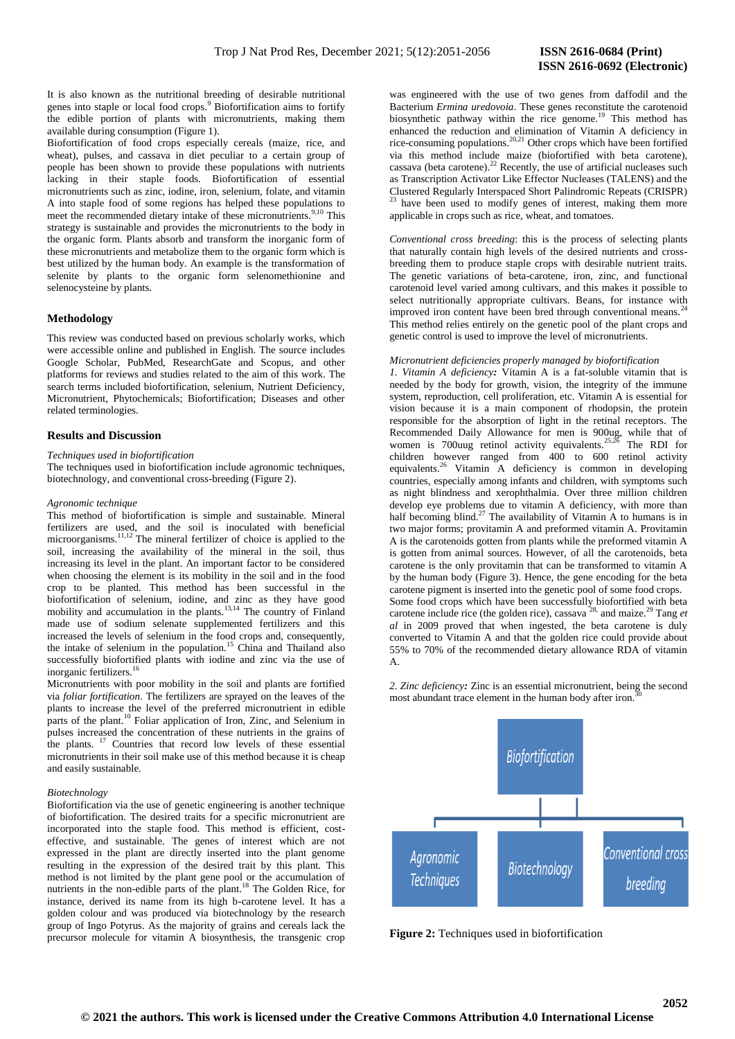It is also known as the nutritional breeding of desirable nutritional genes into staple or local food crops.[9] Biofortification aims to fortify the edible portion of plants with micronutrients, making them available during consumption (Figure 1).

Biofortification of food crops especially cereals (maize, rice, and wheat), pulses, and cassava in diet peculiar to a certain group of people has been shown to provide these populations with nutrients lacking in their staple foods. Biofortification of essential micronutrients such as zinc, iodine, iron, selenium, folate, and vitamin A into staple food of some regions has helped these populations to meet the recommended dietary intake of these micronutrients.[9,10] This strategy is sustainable and provides the micronutrients to the body in the organic form. Plants absorb and transform the inorganic form of these micronutrients and metabolize them to the organic form which is best utilized by the human body. An example is the transformation of selenite by plants to the organic form selenomethionine and selenocysteine by plants.

## Methodology

This review was conducted based on previous scholarly works, which were accessible online and published in English. The source includes Google Scholar, PubMed, ResearchGate and Scopus, and other platforms for reviews and studies related to the aim of this work. The search terms included biofortification, selenium, Nutrient Deficiency, Micronutrient, Phytochemicals; Biofortification; Diseases and other related terminologies.

## Results and Discussion

*Techniques used in biofortification*

The techniques used in biofortification include agronomic techniques, biotechnology, and conventional cross-breeding (Figure 2).

*Agronomic technique*

This method of biofortification is simple and sustainable. Mineral fertilizers are used, and the soil is inoculated with beneficial microorganisms.[11,12] The mineral fertilizer of choice is applied to the soil, increasing the availability of the mineral in the soil, thus increasing its level in the plant. An important factor to be considered when choosing the element is its mobility in the soil and in the food crop to be planted. This method has been successful in the biofortification of selenium, iodine, and zinc as they have good mobility and accumulation in the plants.[13,14] The country of Finland made use of sodium selenate supplemented fertilizers and this increased the levels of selenium in the food crops and, consequently, the intake of selenium in the population.[15] China and Thailand also successfully biofortified plants with iodine and zinc via the use of inorganic fertilizers.[16]

Micronutrients with poor mobility in the soil and plants are fortified via *foliar fortification*. The fertilizers are sprayed on the leaves of the plants to increase the level of the preferred micronutrient in edible parts of the plant.[10] Foliar application of Iron, Zinc, and Selenium in pulses increased the concentration of these nutrients in the grains of the plants. [17] Countries that record low levels of these essential micronutrients in their soil make use of this method because it is cheap and easily sustainable.

*Biotechnology*

Biofortification via the use of genetic engineering is another technique of biofortification. The desired traits for a specific micronutrient are incorporated into the staple food. This method is efficient, cost-effective, and sustainable. The genes of interest which are not expressed in the plant are directly inserted into the plant genome resulting in the expression of the desired trait by this plant. This method is not limited by the plant gene pool or the accumulation of nutrients in the non-edible parts of the plant.[18] The Golden Rice, for instance, derived its name from its high b-carotene level. It has a golden colour and was produced via biotechnology by the research group of Ingo Potyrus. As the majority of grains and cereals lack the precursor molecule for vitamin A biosynthesis, the transgenic crop was engineered with the use of two genes from daffodil and the Bacterium *Ermina uredovoia*. These genes reconstitute the carotenoid biosynthetic pathway within the rice genome.[19] This method has enhanced the reduction and elimination of Vitamin A deficiency in rice-consuming populations.[20,21] Other crops which have been fortified via this method include maize (biofortified with beta carotene), cassava (beta carotene).[22] Recently, the use of artificial nucleases such as Transcription Activator Like Effector Nucleases (TALENS) and the Clustered Regularly Interspaced Short Palindromic Repeats (CRISPR) [23] have been used to modify genes of interest, making them more applicable in crops such as rice, wheat, and tomatoes.

*Conventional cross breeding*: this is the process of selecting plants that naturally contain high levels of the desired nutrients and cross-breeding them to produce staple crops with desirable nutrient traits. The genetic variations of beta-carotene, iron, zinc, and functional carotenoid level varied among cultivars, and this makes it possible to select nutritionally appropriate cultivars. Beans, for instance with improved iron content have been bred through conventional means.[24] This method relies entirely on the genetic pool of the plant crops and genetic control is used to improve the level of micronutrients.

*Micronutrient deficiencies properly managed by biofortification*

*1. Vitamin A deficiency:* Vitamin A is a fat-soluble vitamin that is needed by the body for growth, vision, the integrity of the immune system, reproduction, cell proliferation, etc. Vitamin A is essential for vision because it is a main component of rhodopsin, the protein responsible for the absorption of light in the retinal receptors. The Recommended Daily Allowance for men is 900ug, while that of women is 700uug retinol activity equivalents.[25,26] The RDI for children however ranged from 400 to 600 retinol activity equivalents.[26] Vitamin A deficiency is common in developing countries, especially among infants and children, with symptoms such as night blindness and xerophthalmia. Over three million children develop eye problems due to vitamin A deficiency, with more than half becoming blind.[27] The availability of Vitamin A to humans is in two major forms; provitamin A and preformed vitamin A. Provitamin A is the carotenoids gotten from plants while the preformed vitamin A is gotten from animal sources. However, of all the carotenoids, beta carotene is the only provitamin that can be transformed to vitamin A by the human body (Figure 3). Hence, the gene encoding for the beta carotene pigment is inserted into the genetic pool of some food crops. Some food crops which have been successfully biofortified with beta carotene include rice (the golden rice), cassava [28], and maize.[29] Tang *et al* in 2009 proved that when ingested, the beta carotene is duly converted to Vitamin A and that the golden rice could provide about 55% to 70% of the recommended dietary allowance RDA of vitamin A.

*2. Zinc deficiency:* Zinc is an essential micronutrient, being the second most abundant trace element in the human body after iron.[30]

Biofortification → Agronomic Techniques | Biotechnology | Conventional cross breeding

**Figure 2:** Techniques used in biofortification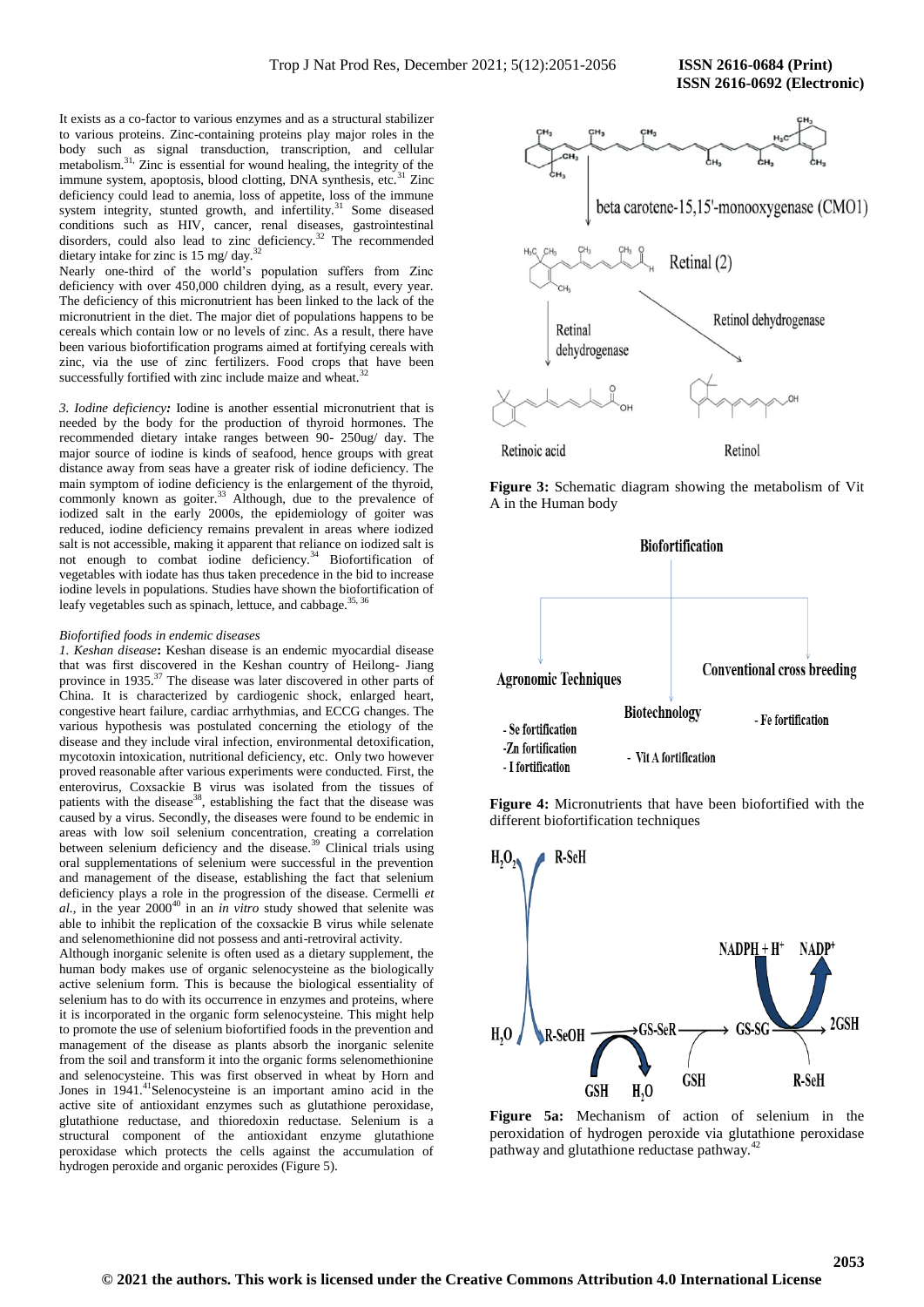It exists as a co-factor to various enzymes and as a structural stabilizer to various proteins. Zinc-containing proteins play major roles in the body such as signal transduction, transcription, and cellular metabolism.[31] Zinc is essential for wound healing, the integrity of the immune system, apoptosis, blood clotting, DNA synthesis, etc.[31] Zinc deficiency could lead to anemia, loss of appetite, loss of the immune system integrity, stunted growth, and infertility.[31] Some diseased conditions such as HIV, cancer, renal diseases, gastrointestinal disorders, could also lead to zinc deficiency.[32] The recommended dietary intake for zinc is 15 mg/ day.[32]

Nearly one-third of the world's population suffers from Zinc deficiency with over 450,000 children dying, as a result, every year. The deficiency of this micronutrient has been linked to the lack of the micronutrient in the diet. The major diet of populations happens to be cereals which contain low or no levels of zinc. As a result, there have been various biofortification programs aimed at fortifying cereals with zinc, via the use of zinc fertilizers. Food crops that have been successfully fortified with zinc include maize and wheat.[32]

*3. Iodine deficiency:* Iodine is another essential micronutrient that is needed by the body for the production of thyroid hormones. The recommended dietary intake ranges between 90- 250ug/ day. The major source of iodine is kinds of seafood, hence groups with great distance away from seas have a greater risk of iodine deficiency. The main symptom of iodine deficiency is the enlargement of the thyroid, commonly known as goiter.[33] Although, due to the prevalence of iodized salt in the early 2000s, the epidemiology of goiter was reduced, iodine deficiency remains prevalent in areas where iodized salt is not accessible, making it apparent that reliance on iodized salt is not enough to combat iodine deficiency.[34] Biofortification of vegetables with iodate has thus taken precedence in the bid to increase iodine levels in populations. Studies have shown the biofortification of leafy vegetables such as spinach, lettuce, and cabbage.[35, 36]

*Biofortified foods in endemic diseases*

*1. Keshan disease*: Keshan disease is an endemic myocardial disease that was first discovered in the Keshan country of Heilong- Jiang province in 1935.[37] The disease was later discovered in other parts of China. It is characterized by cardiogenic shock, enlarged heart, congestive heart failure, cardiac arrhythmias, and ECCG changes. The various hypothesis was postulated concerning the etiology of the disease and they include viral infection, environmental detoxification, mycotoxin intoxication, nutritional deficiency, etc. Only two however proved reasonable after various experiments were conducted. First, the enterovirus, Coxsackie B virus was isolated from the tissues of patients with the disease[38], establishing the fact that the disease was caused by a virus. Secondly, the diseases were found to be endemic in areas with low soil selenium concentration, creating a correlation between selenium deficiency and the disease.[39] Clinical trials using oral supplementations of selenium were successful in the prevention and management of the disease, establishing the fact that selenium deficiency plays a role in the progression of the disease. Cermelli *et al.,* in the year 2000[40] in an *in vitro* study showed that selenite was able to inhibit the replication of the coxsackie B virus while selenate and selenomethionine did not possess and anti-retroviral activity.

Although inorganic selenite is often used as a dietary supplement, the human body makes use of organic selenocysteine as the biologically active selenium form. This is because the biological essentiality of selenium has to do with its occurrence in enzymes and proteins, where it is incorporated in the organic form selenocysteine. This might help to promote the use of selenium biofortified foods in the prevention and management of the disease as plants absorb the inorganic selenite from the soil and transform it into the organic forms selenomethionine and selenocysteine. This was first observed in wheat by Horn and Jones in 1941.[41] Selenocysteine is an important amino acid in the active site of antioxidant enzymes such as glutathione peroxidase, glutathione reductase, and thioredoxin reductase. Selenium is a structural component of the antioxidant enzyme glutathione peroxidase which protects the cells against the accumulation of hydrogen peroxide and organic peroxides (Figure 5).

**Figure 3:** Schematic diagram showing the metabolism of Vit A in the Human body

**Figure 4:** Micronutrients that have been biofortified with the different biofortification techniques

**Figure 5a:** Mechanism of action of selenium in the peroxidation of hydrogen peroxide via glutathione peroxidase pathway and glutathione reductase pathway.[42]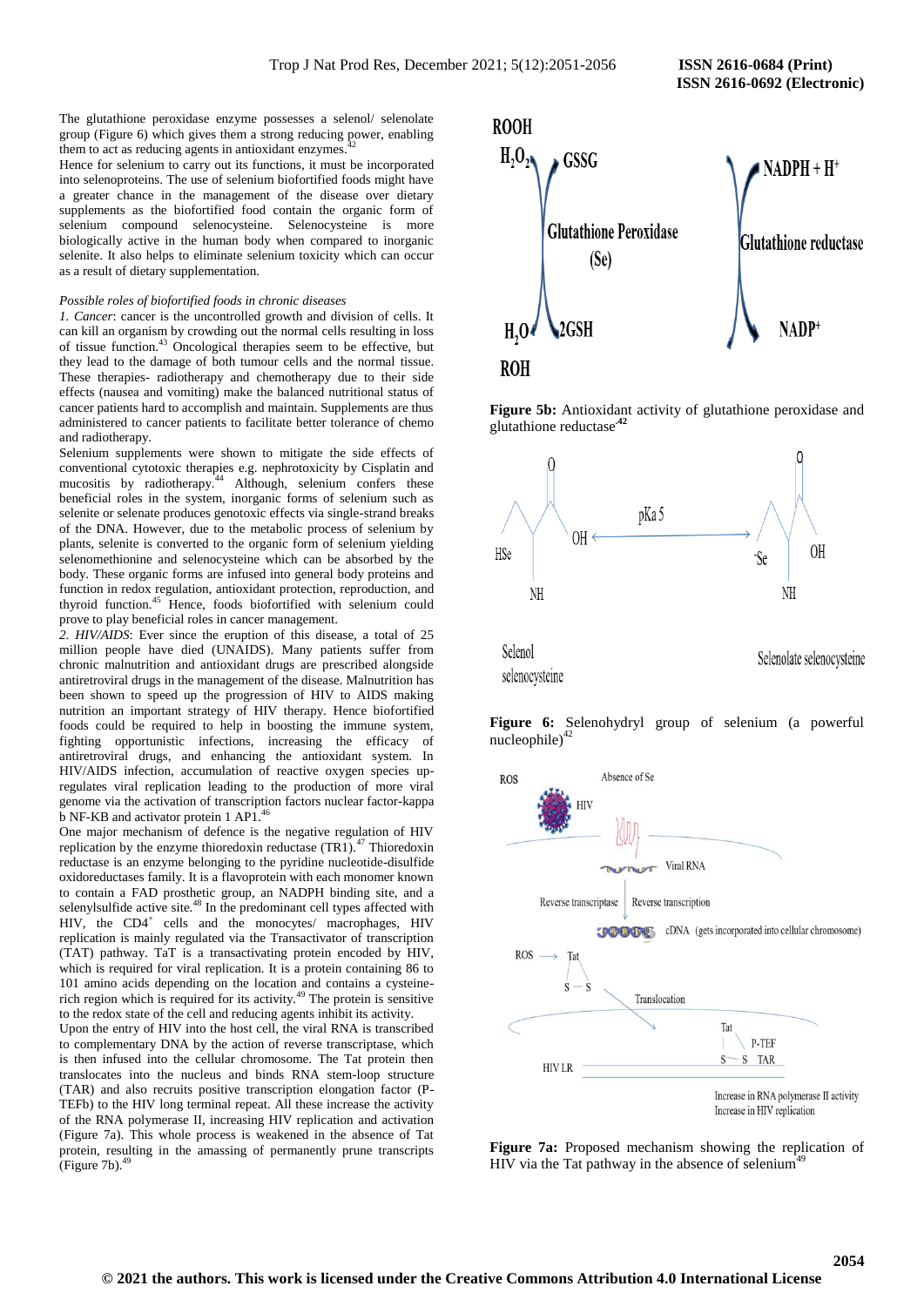The glutathione peroxidase enzyme possesses a selenol/ selenolate group (Figure 6) which gives them a strong reducing power, enabling them to act as reducing agents in antioxidant enzymes.[42]

Hence for selenium to carry out its functions, it must be incorporated into selenoproteins. The use of selenium biofortified foods might have a greater chance in the management of the disease over dietary supplements as the biofortified food contain the organic form of selenium compound selenocysteine. Selenocysteine is more biologically active in the human body when compared to inorganic selenite. It also helps to eliminate selenium toxicity which can occur as a result of dietary supplementation.

*Possible roles of biofortified foods in chronic diseases*

*1. Cancer*: cancer is the uncontrolled growth and division of cells. It can kill an organism by crowding out the normal cells resulting in loss of tissue function.[43] Oncological therapies seem to be effective, but they lead to the damage of both tumour cells and the normal tissue. These therapies- radiotherapy and chemotherapy due to their side effects (nausea and vomiting) make the balanced nutritional status of cancer patients hard to accomplish and maintain. Supplements are thus administered to cancer patients to facilitate better tolerance of chemo and radiotherapy.

Selenium supplements were shown to mitigate the side effects of conventional cytotoxic therapies e.g. nephrotoxicity by Cisplatin and mucositis by radiotherapy.[44] Although, selenium confers these beneficial roles in the system, inorganic forms of selenium such as selenite or selenate produces genotoxic effects via single-strand breaks of the DNA. However, due to the metabolic process of selenium by plants, selenite is converted to the organic form of selenium yielding selenomethionine and selenocysteine which can be absorbed by the body. These organic forms are infused into general body proteins and function in redox regulation, antioxidant protection, reproduction, and thyroid function.[45] Hence, foods biofortified with selenium could prove to play beneficial roles in cancer management.

*2. HIV/AIDS*: Ever since the eruption of this disease, a total of 25 million people have died (UNAIDS). Many patients suffer from chronic malnutrition and antioxidant drugs are prescribed alongside antiretroviral drugs in the management of the disease. Malnutrition has been shown to speed up the progression of HIV to AIDS making nutrition an important strategy of HIV therapy. Hence biofortified foods could be required to help in boosting the immune system, fighting opportunistic infections, increasing the efficacy of antiretroviral drugs, and enhancing the antioxidant system. In HIV/AIDS infection, accumulation of reactive oxygen species up-regulates viral replication leading to the production of more viral genome via the activation of transcription factors nuclear factor-kappa b NF-KB and activator protein 1 AP1.[46]

One major mechanism of defence is the negative regulation of HIV replication by the enzyme thioredoxin reductase (TR1).[47] Thioredoxin reductase is an enzyme belonging to the pyridine nucleotide-disulfide oxidoreductases family. It is a flavoprotein with each monomer known to contain a FAD prosthetic group, an NADPH binding site, and a selenylsulfide active site.[48] In the predominant cell types affected with HIV, the $CD4^+$ cells and the monocytes/ macrophages, HIV replication is mainly regulated via the Transactivator of transcription (TAT) pathway. TaT is a transactivating protein encoded by HIV, which is required for viral replication. It is a protein containing 86 to 101 amino acids depending on the location and contains a cysteine-rich region which is required for its activity.[49] The protein is sensitive to the redox state of the cell and reducing agents inhibit its activity.

Upon the entry of HIV into the host cell, the viral RNA is transcribed to complementary DNA by the action of reverse transcriptase, which is then infused into the cellular chromosome. The Tat protein then translocates into the nucleus and binds RNA stem-loop structure (TAR) and also recruits positive transcription elongation factor (P-TEFb) to the HIV long terminal repeat. All these increase the activity of the RNA polymerase II, increasing HIV replication and activation (Figure 7a). This whole process is weakened in the absence of Tat protein, resulting in the amassing of permanently prune transcripts (Figure 7b).[49]

**Figure 5b:** Antioxidant activity of glutathione peroxidase and glutathione reductase[42]

**Figure 6:** Selenohydryl group of selenium (a powerful nucleophile)[42]

**Figure 7a:** Proposed mechanism showing the replication of HIV via the Tat pathway in the absence of selenium[49]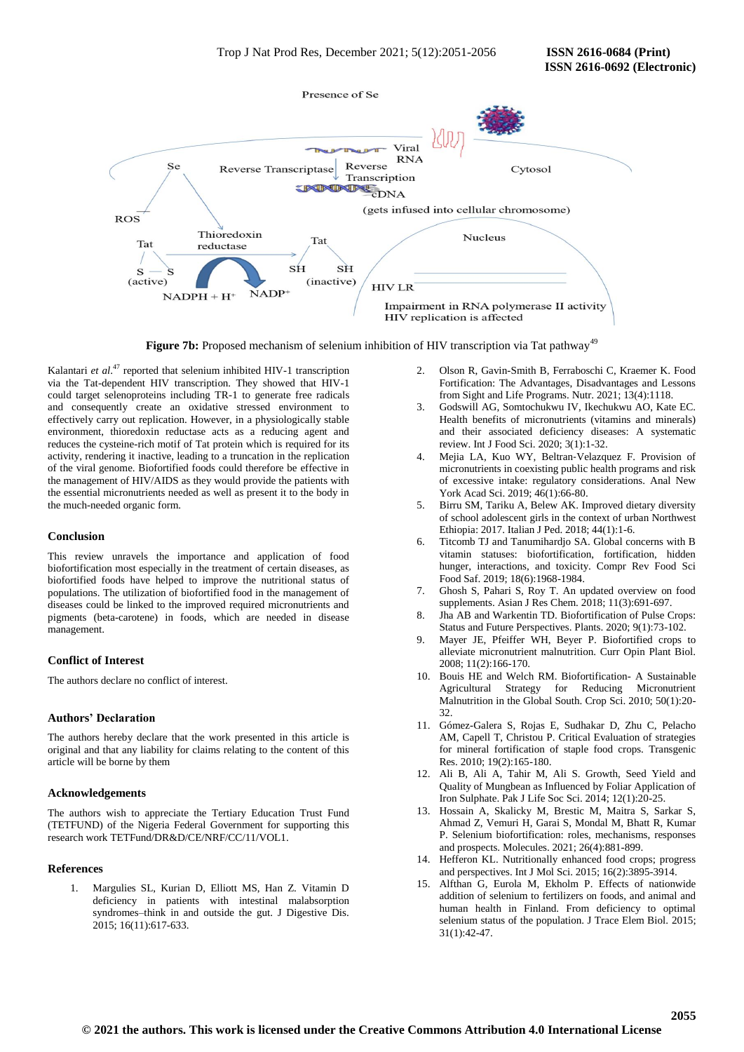Figure 7b: Proposed mechanism of selenium inhibition of HIV transcription via Tat pathway[49]

Kalantari *et al.*[47] reported that selenium inhibited HIV-1 transcription via the Tat-dependent HIV transcription. They showed that HIV-1 could target selenoproteins including TR-1 to generate free radicals and consequently create an oxidative stressed environment to effectively carry out replication. However, in a physiologically stable environment, thioredoxin reductase acts as a reducing agent and reduces the cysteine-rich motif of Tat protein which is required for its activity, rendering it inactive, leading to a truncation in the replication of the viral genome. Biofortified foods could therefore be effective in the management of HIV/AIDS as they would provide the patients with the essential micronutrients needed as well as present it to the body in the much-needed organic form.

## Conclusion

This review unravels the importance and application of food biofortification most especially in the treatment of certain diseases, as biofortified foods have helped to improve the nutritional status of populations. The utilization of biofortified food in the management of diseases could be linked to the improved required micronutrients and pigments (beta-carotene) in foods, which are needed in disease management.

## Conflict of Interest

The authors declare no conflict of interest.

## Authors' Declaration

The authors hereby declare that the work presented in this article is original and that any liability for claims relating to the content of this article will be borne by them

## Acknowledgements

The authors wish to appreciate the Tertiary Education Trust Fund (TETFUND) of the Nigeria Federal Government for supporting this research work TETFund/DR&D/CE/NRF/CC/11/VOL1.

## References

1. Margulies SL, Kurian D, Elliott MS, Han Z. Vitamin D deficiency in patients with intestinal malabsorption syndromes–think in and outside the gut. J Digestive Dis. 2015; 16(11):617-633.
2. Olson R, Gavin-Smith B, Ferraboschi C, Kraemer K. Food Fortification: The Advantages, Disadvantages and Lessons from Sight and Life Programs. Nutr. 2021; 13(4):1118.
3. Godswill AG, Somtochukwu IV, Ikechukwu AO, Kate EC. Health benefits of micronutrients (vitamins and minerals) and their associated deficiency diseases: A systematic review. Int J Food Sci. 2020; 3(1):1-32.
4. Mejia LA, Kuo WY, Beltran-Velazquez F. Provision of micronutrients in coexisting public health programs and risk of excessive intake: regulatory considerations. Anal New York Acad Sci. 2019; 46(1):66-80.
5. Birru SM, Tariku A, Belew AK. Improved dietary diversity of school adolescent girls in the context of urban Northwest Ethiopia: 2017. Italian J Ped. 2018; 44(1):1-6.
6. Titcomb TJ and Tanumihardjo SA. Global concerns with B vitamin statuses: biofortification, fortification, hidden hunger, interactions, and toxicity. Compr Rev Food Sci Food Saf. 2019; 18(6):1968-1984.
7. Ghosh S, Pahari S, Roy T. An updated overview on food supplements. Asian J Res Chem. 2018; 11(3):691-697.
8. Jha AB and Warkentin TD. Biofortification of Pulse Crops: Status and Future Perspectives. Plants. 2020; 9(1):73-102.
9. Mayer JE, Pfeiffer WH, Beyer P. Biofortified crops to alleviate micronutrient malnutrition. Curr Opin Plant Biol. 2008; 11(2):166-170.
10. Bouis HE and Welch RM. Biofortification- A Sustainable Agricultural Strategy for Reducing Micronutrient Malnutrition in the Global South. Crop Sci. 2010; 50(1):20-32.
11. Gómez-Galera S, Rojas E, Sudhakar D, Zhu C, Pelacho AM, Capell T, Christou P. Critical Evaluation of strategies for mineral fortification of staple food crops. Transgenic Res. 2010; 19(2):165-180.
12. Ali B, Ali A, Tahir M, Ali S. Growth, Seed Yield and Quality of Mungbean as Influenced by Foliar Application of Iron Sulphate. Pak J Life Soc Sci. 2014; 12(1):20-25.
13. Hossain A, Skalicky M, Brestic M, Maitra S, Sarkar S, Ahmad Z, Vemuri H, Garai S, Mondal M, Bhatt R, Kumar P. Selenium biofortification: roles, mechanisms, responses and prospects. Molecules. 2021; 26(4):881-899.
14. Hefferon KL. Nutritionally enhanced food crops; progress and perspectives. Int J Mol Sci. 2015; 16(2):3895-3914.
15. Alfthan G, Eurola M, Ekholm P. Effects of nationwide addition of selenium to fertilizers on foods, and animal and human health in Finland. From deficiency to optimal selenium status of the population. J Trace Elem Biol. 2015; 31(1):42-47.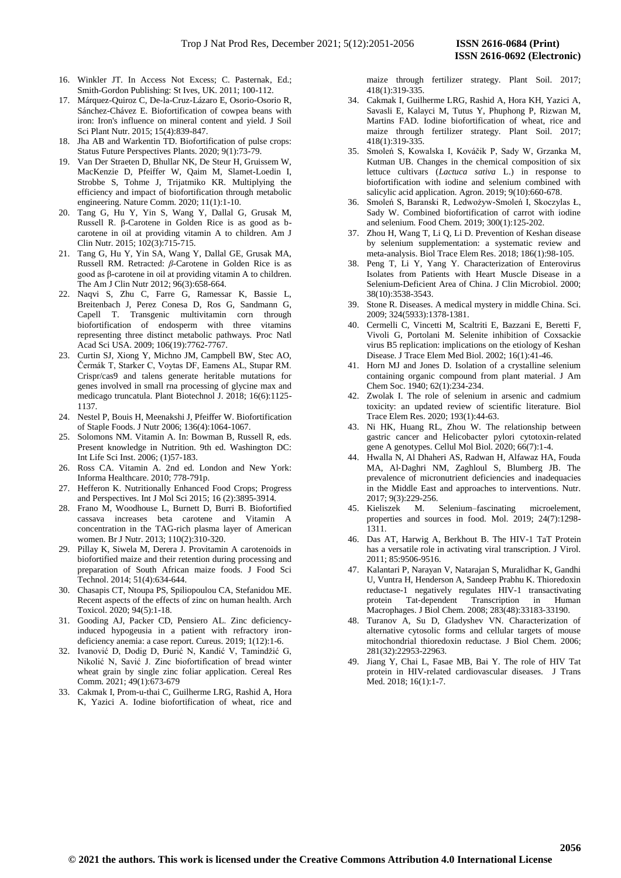16. Winkler JT. In Access Not Excess; C. Pasternak, Ed.; Smith-Gordon Publishing: St Ives, UK. 2011; 100-112.
17. Márquez-Quiroz C, De-la-Cruz-Lázaro E, Osorio-Osorio R, Sánchez-Chávez E. Biofortification of cowpea beans with iron: Iron's influence on mineral content and yield. J Soil Sci Plant Nutr. 2015; 15(4):839-847.
18. Jha AB and Warkentin TD. Biofortification of pulse crops: Status Future Perspectives Plants. 2020; 9(1):73-79.
19. Van Der Straeten D, Bhullar NK, De Steur H, Gruissem W, MacKenzie D, Pfeiffer W, Qaim M, Slamet-Loedin I, Strobbe S, Tohme J, Trijatmiko KR. Multiplying the efficiency and impact of biofortification through metabolic engineering. Nature Comm. 2020; 11(1):1-10.
20. Tang G, Hu Y, Yin S, Wang Y, Dallal G, Grusak M, Russell R. β-Carotene in Golden Rice is as good as b-carotene in oil at providing vitamin A to children. Am J Clin Nutr. 2015; 102(3):715-715.
21. Tang G, Hu Y, Yin SA, Wang Y, Dallal GE, Grusak MA, Russell RM. Retracted: *β*-Carotene in Golden Rice is as good as β-carotene in oil at providing vitamin A to children. The Am J Clin Nutr 2012; 96(3):658-664.
22. Naqvi S, Zhu C, Farre G, Ramessar K, Bassie L, Breitenbach J, Perez Conesa D, Ros G, Sandmann G, Capell T. Transgenic multivitamin corn through biofortification of endosperm with three vitamins representing three distinct metabolic pathways. Proc Natl Acad Sci USA. 2009; 106(19):7762-7767.
23. Curtin SJ, Xiong Y, Michno JM, Campbell BW, Stec AO, Čermák T, Starker C, Voytas DF, Eamens AL, Stupar RM. Crispr/cas9 and talens generate heritable mutations for genes involved in small rna processing of glycine max and medicago truncatula. Plant Biotechnol J. 2018; 16(6):1125-1137.
24. Nestel P, Bouis H, Meenakshi J, Pfeiffer W. Biofortification of Staple Foods. J Nutr 2006; 136(4):1064-1067.
25. Solomons NM. Vitamin A. In: Bowman B, Russell R, eds. Present knowledge in Nutrition. 9th ed. Washington DC: Int Life Sci Inst. 2006; (1)57-183.
26. Ross CA. Vitamin A. 2nd ed. London and New York: Informa Healthcare. 2010; 778-791p.
27. Hefferon K. Nutritionally Enhanced Food Crops; Progress and Perspectives. Int J Mol Sci 2015; 16 (2):3895-3914.
28. Frano M, Woodhouse L, Burnett D, Burri B. Biofortified cassava increases beta carotene and Vitamin A concentration in the TAG-rich plasma layer of American women. Br J Nutr. 2013; 110(2):310-320.
29. Pillay K, Siwela M, Derera J. Provitamin A carotenoids in biofortified maize and their retention during processing and preparation of South African maize foods. J Food Sci Technol. 2014; 51(4):634-644.
30. Chasapis CT, Ntoupa PS, Spiliopoulou CA, Stefanidou ME. Recent aspects of the effects of zinc on human health. Arch Toxicol. 2020; 94(5):1-18.
31. Gooding AJ, Packer CD, Pensiero AL. Zinc deficiency-induced hypogeusia in a patient with refractory iron-deficiency anemia: a case report. Cureus. 2019; 1(12):1-6.
32. Ivanović D, Dodig D, Đurić N, Kandić V, Tamindžić G, Nikolić N, Savić J. Zinc biofortification of bread winter wheat grain by single zinc foliar application. Cereal Res Comm. 2021; 49(1):673-679
33. Cakmak I, Prom-u-thai C, Guilherme LRG, Rashid A, Hora K, Yazici A. Iodine biofortification of wheat, rice and maize through fertilizer strategy. Plant Soil. 2017; 418(1):319-335.
34. Cakmak I, Guilherme LRG, Rashid A, Hora KH, Yazici A, Savasli E, Kalayci M, Tutus Y, Phuphong P, Rizwan M, Martins FAD. Iodine biofortification of wheat, rice and maize through fertilizer strategy. Plant Soil. 2017; 418(1):319-335.
35. Smoleń S, Kowalska I, Kováčik P, Sady W, Grzanka M, Kutman UB. Changes in the chemical composition of six lettuce cultivars (*Lactuca sativa* L.) in response to biofortification with iodine and selenium combined with salicylic acid application. Agron. 2019; 9(10):660-678.
36. Smoleń S, Baranski R, Ledwożyw-Smoleń I, Skoczylas Ł, Sady W. Combined biofortification of carrot with iodine and selenium. Food Chem. 2019; 300(1):125-202.
37. Zhou H, Wang T, Li Q, Li D. Prevention of Keshan disease by selenium supplementation: a systematic review and meta-analysis. Biol Trace Elem Res. 2018; 186(1):98-105.
38. Peng T, Li Y, Yang Y. Characterization of Enterovirus Isolates from Patients with Heart Muscle Disease in a Selenium-Deficient Area of China. J Clin Microbiol. 2000; 38(10):3538-3543.
39. Stone R. Diseases. A medical mystery in middle China. Sci. 2009; 324(5933):1378-1381.
40. Cermelli C, Vincetti M, Scaltriti E, Bazzani E, Beretti F, Vivoli G, Portolani M. Selenite inhibition of Coxsackie virus B5 replication: implications on the etiology of Keshan Disease. J Trace Elem Med Biol. 2002; 16(1):41-46.
41. Horn MJ and Jones D. Isolation of a crystalline selenium containing organic compound from plant material. J Am Chem Soc. 1940; 62(1):234-234.
42. Zwolak I. The role of selenium in arsenic and cadmium toxicity: an updated review of scientific literature. Biol Trace Elem Res. 2020; 193(1):44-63.
43. Ni HK, Huang RL, Zhou W. The relationship between gastric cancer and Helicobacter pylori cytotoxin-related gene A genotypes. Cellul Mol Biol. 2020; 66(7):1-4.
44. Hwalla N, Al Dhaheri AS, Radwan H, Alfawaz HA, Fouda MA, Al-Daghri NM, Zaghloul S, Blumberg JB. The prevalence of micronutrient deficiencies and inadequacies in the Middle East and approaches to interventions. Nutr. 2017; 9(3):229-256.
45. Kieliszek M. Selenium–fascinating microelement, properties and sources in food. Mol. 2019; 24(7):1298-1311.
46. Das AT, Harwig A, Berkhout B. The HIV-1 TaT Protein has a versatile role in activating viral transcription. J Virol. 2011; 85:9506-9516.
47. Kalantari P, Narayan V, Natarajan S, Muralidhar K, Gandhi U, Vuntra H, Henderson A, Sandeep Prabhu K. Thioredoxin reductase-1 negatively regulates HIV-1 transactivating protein Tat-dependent Transcription in Human Macrophages. J Biol Chem. 2008; 283(48):33183-33190.
48. Turanov A, Su D, Gladyshev VN. Characterization of alternative cytosolic forms and cellular targets of mouse mitochondrial thioredoxin reductase. J Biol Chem. 2006; 281(32):22953-22963.
49. Jiang Y, Chai L, Fasae MB, Bai Y. The role of HIV Tat protein in HIV-related cardiovascular diseases. J Trans Med. 2018; 16(1):1-7.

**© 2021 the authors. This work is licensed under the Creative Commons Attribution 4.0 International License**